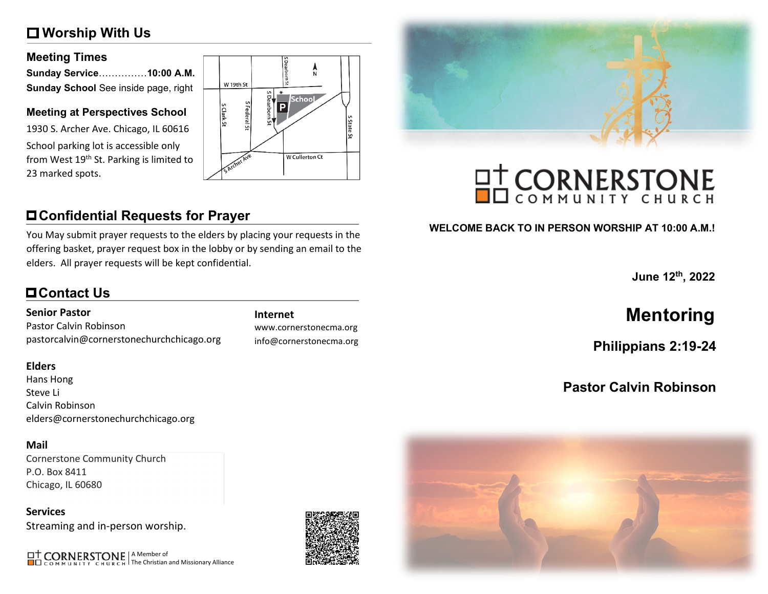## Worship With Us

### Meeting Times

**Sunday Service**……………**10:00 A.M.**
**Sunday School** See inside page, right

### Meeting at Perspectives School

1930 S. Archer Ave. Chicago, IL 60616

School parking lot is accessible only from West 19th St. Parking is limited to 23 marked spots.

## Confidential Requests for Prayer

You May submit prayer requests to the elders by placing your requests in the offering basket, prayer request box in the lobby or by sending an email to the elders. All prayer requests will be kept confidential.

## Contact Us

**Senior Pastor**
Pastor Calvin Robinson
pastorcalvin@cornerstonechurchchicago.org

**Internet**
www.cornerstonecma.org
info@cornerstonecma.org

**Elders**
Hans Hong
Steve Li
Calvin Robinson
elders@cornerstonechurchchicago.org

**Mail**
Cornerstone Community Church
P.O. Box 8411
Chicago, IL 60680

**Services**
Streaming and in-person worship.

CORNERSTONE COMMUNITY CHURCH | A Member of The Christian and Missionary Alliance

# CORNERSTONE COMMUNITY CHURCH

**WELCOME BACK TO IN PERSON WORSHIP AT 10:00 A.M.!**

**June 12th, 2022**

# Mentoring

## Philippians 2:19-24

## Pastor Calvin Robinson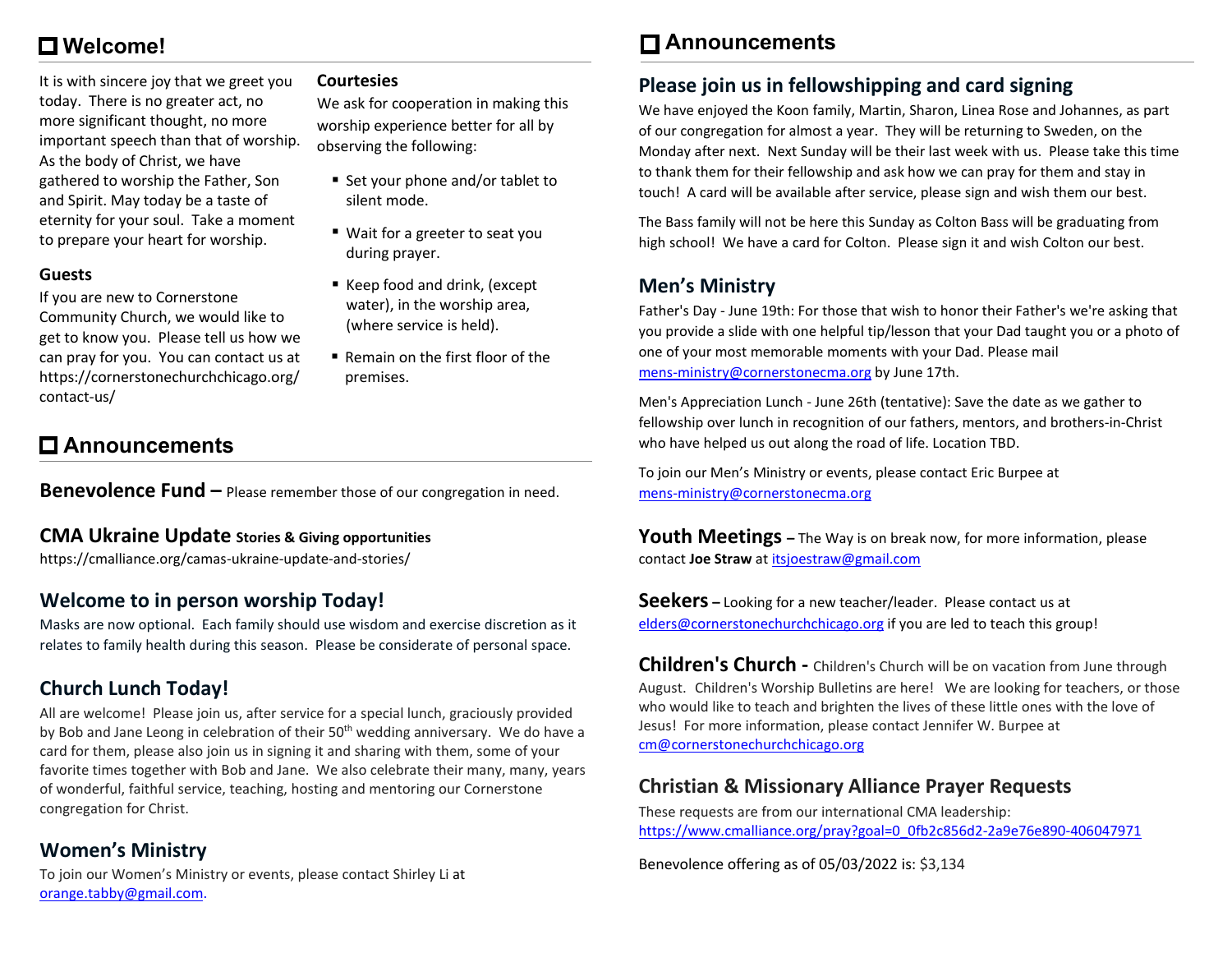# ☐ Welcome!

It is with sincere joy that we greet you today. There is no greater act, no more significant thought, no more important speech than that of worship. As the body of Christ, we have gathered to worship the Father, Son and Spirit. May today be a taste of eternity for your soul. Take a moment to prepare your heart for worship.

### Guests

If you are new to Cornerstone Community Church, we would like to get to know you. Please tell us how we can pray for you. You can contact us at https://cornerstonechurchchicago.org/contact-us/

### Courtesies

We ask for cooperation in making this worship experience better for all by observing the following:

- Set your phone and/or tablet to silent mode.
- Wait for a greeter to seat you during prayer.
- Keep food and drink, (except water), in the worship area, (where service is held).
- Remain on the first floor of the premises.

# ☐ Announcements

**Benevolence Fund –** Please remember those of our congregation in need.

## CMA Ukraine Update **Stories & Giving opportunities**

https://cmalliance.org/camas-ukraine-update-and-stories/

## Welcome to in person worship Today!

Masks are now optional. Each family should use wisdom and exercise discretion as it relates to family health during this season. Please be considerate of personal space.

## Church Lunch Today!

All are welcome! Please join us, after service for a special lunch, graciously provided by Bob and Jane Leong in celebration of their 50th wedding anniversary. We do have a card for them, please also join us in signing it and sharing with them, some of your favorite times together with Bob and Jane. We also celebrate their many, many, years of wonderful, faithful service, teaching, hosting and mentoring our Cornerstone congregation for Christ.

## Women's Ministry

To join our Women's Ministry or events, please contact Shirley Li at orange.tabby@gmail.com.

# ☐ Announcements

## Please join us in fellowshipping and card signing

We have enjoyed the Koon family, Martin, Sharon, Linea Rose and Johannes, as part of our congregation for almost a year. They will be returning to Sweden, on the Monday after next. Next Sunday will be their last week with us. Please take this time to thank them for their fellowship and ask how we can pray for them and stay in touch! A card will be available after service, please sign and wish them our best.

The Bass family will not be here this Sunday as Colton Bass will be graduating from high school! We have a card for Colton. Please sign it and wish Colton our best.

## Men's Ministry

Father's Day - June 19th: For those that wish to honor their Father's we're asking that you provide a slide with one helpful tip/lesson that your Dad taught you or a photo of one of your most memorable moments with your Dad. Please mail mens-ministry@cornerstonecma.org by June 17th.

Men's Appreciation Lunch - June 26th (tentative): Save the date as we gather to fellowship over lunch in recognition of our fathers, mentors, and brothers-in-Christ who have helped us out along the road of life. Location TBD.

To join our Men's Ministry or events, please contact Eric Burpee at mens-ministry@cornerstonecma.org

**Youth Meetings –** The Way is on break now, for more information, please contact **Joe Straw** at itsjoestraw@gmail.com

**Seekers –** Looking for a new teacher/leader. Please contact us at elders@cornerstonechurchchicago.org if you are led to teach this group!

**Children's Church -** Children's Church will be on vacation from June through August. Children's Worship Bulletins are here! We are looking for teachers, or those who would like to teach and brighten the lives of these little ones with the love of Jesus! For more information, please contact Jennifer W. Burpee at cm@cornerstonechurchchicago.org

## Christian & Missionary Alliance Prayer Requests

These requests are from our international CMA leadership:
https://www.cmalliance.org/pray?goal=0_0fb2c856d2-2a9e76e890-406047971

Benevolence offering as of 05/03/2022 is: $3,134